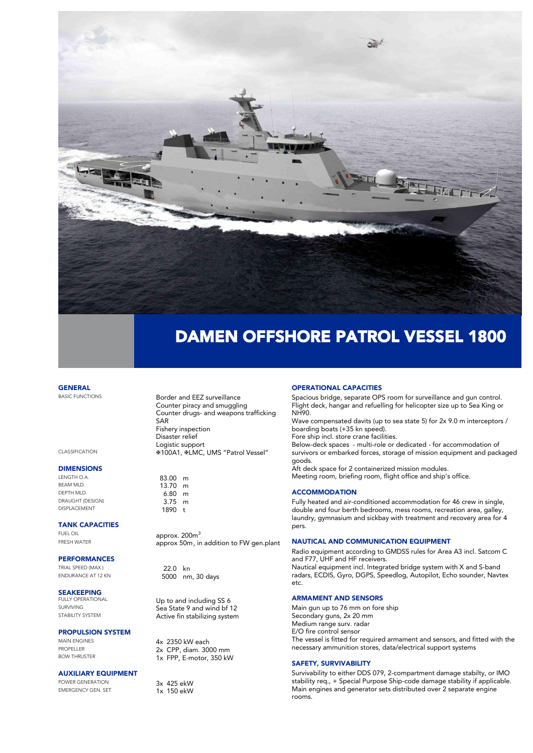# DAMEN OFFSHORE PATROL VESSEL 1800

## GENERAL

| | |
|---|---|
| BASIC FUNCTIONS | Border and EEZ surveillance<br>Counter piracy and smuggling<br>Counter drugs- and weapons trafficking<br>SAR<br>Fishery inspection<br>Disaster relief<br>Logistic support |
| CLASSIFICATION | ✠100A1, ✠LMC, UMS "Patrol Vessel" |

## DIMENSIONS

| | |
|---|---|
| LENGTH O.A. | 83.00 m |
| BEAM MLD. | 13.70 m |
| DEPTH MLD. | 6.80 m |
| DRAUGHT (DESIGN) | 3.75 m |
| DISPLACEMENT | 1890 t |

## TANK CAPACITIES

| | |
|---|---|
| FUEL OIL | approx. 200m$^3$ |
| FRESH WATER | approx 50m, in addition to FW gen.plant |

## PERFORMANCES

| | |
|---|---|
| TRIAL SPEED (MAX.) | 22.0 kn |
| ENDURANCE AT 12 KN | 5000 nm, 30 days |

## SEAKEEPING

| | |
|---|---|
| FULLY OPERATIONAL | Up to and including SS 6 |
| SURVIVING | Sea State 9 and wind bf 12 |
| STABILITY SYSTEM | Active fin stabilizing system |

## PROPULSION SYSTEM

| | |
|---|---|
| MAIN ENGINES | 4x 2350 kW each |
| PROPELLER | 2x CPP, diam. 3000 mm |
| BOW THRUSTER | 1x FPP, E-motor, 350 kW |

## AUXILIARY EQUIPMENT

| | |
|---|---|
| POWER GENERATION | 3x 425 ekW |
| EMERGENCY GEN. SET | 1x 150 ekW |

## OPERATIONAL CAPACITIES

Spacious bridge, separate OPS room for surveillance and gun control.
Flight deck, hangar and refuelling for helicopter size up to Sea King or NH90.
Wave compensated davits (up to sea state 5) for 2x 9.0 m interceptors / boarding boats (+35 kn speed).
Fore ship incl. store crane facilities.
Below-deck spaces - multi-role or dedicated - for accommodation of survivors or embarked forces, storage of mission equipment and packaged goods.
Aft deck space for 2 containerized mission modules.
Meeting room, briefing room, flight office and ship's office.

## ACCOMMODATION

Fully heated and air-conditioned accommodation for 46 crew in single, double and four berth bedrooms, mess rooms, recreation area, galley, laundry, gymnasium and sickbay with treatment and recovery area for 4 pers.

## NAUTICAL AND COMMUNICATION EQUIPMENT

Radio equipment according to GMDSS rules for Area A3 incl. Satcom C and F77, UHF and HF receivers.
Nautical equipment incl. Integrated bridge system with X and S-band radars, ECDIS, Gyro, DGPS, Speedlog, Autopilot, Echo sounder, Navtex etc.

## ARMAMENT AND SENSORS

Main gun up to 76 mm on fore ship
Secondary guns, 2x 20 mm
Medium range surv. radar
E/O fire control sensor
The vessel is fitted for required armament and sensors, and fitted with the necessary ammunition stores, data/electrical support systems

## SAFETY, SURVIVABILITY

Survivability to either DDS 079, 2-compartment damage stabilty, or IMO stability req., + Special Purpose Ship-code damage stability if applicable.
Main engines and generator sets distributed over 2 separate engine rooms.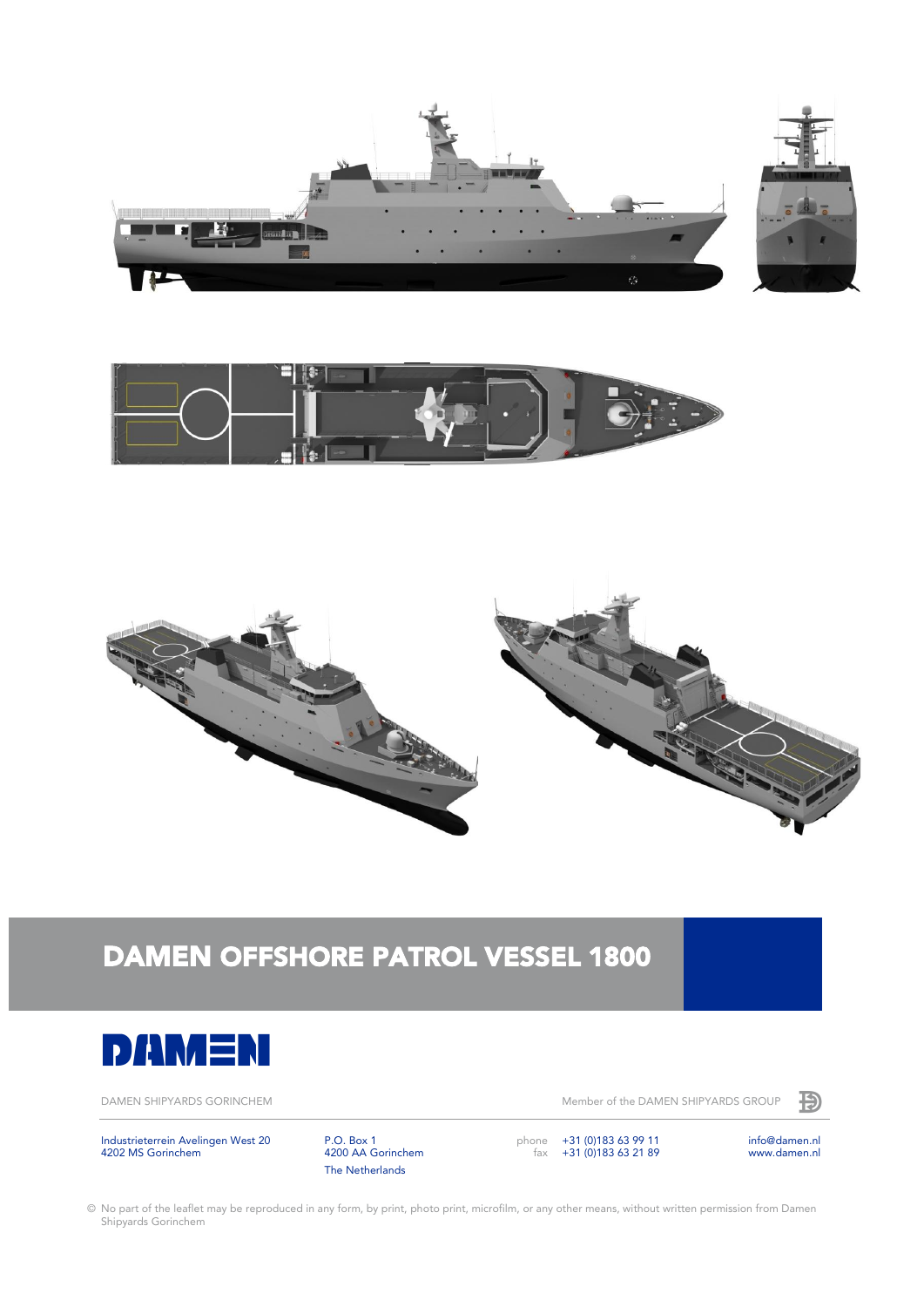# DAMEN OFFSHORE PATROL VESSEL 1800

DAMEN

DAMEN SHIPYARDS GORINCHEM

Member of the DAMEN SHIPYARDS GROUP

Industrieterrein Avelingen West 20
4202 MS Gorinchem

P.O. Box 1
4200 AA Gorinchem
The Netherlands

phone +31 (0)183 63 99 11
fax +31 (0)183 63 21 89

info@damen.nl
www.damen.nl

© No part of the leaflet may be reproduced in any form, by print, photo print, microfilm, or any other means, without written permission from Damen Shipyards Gorinchem